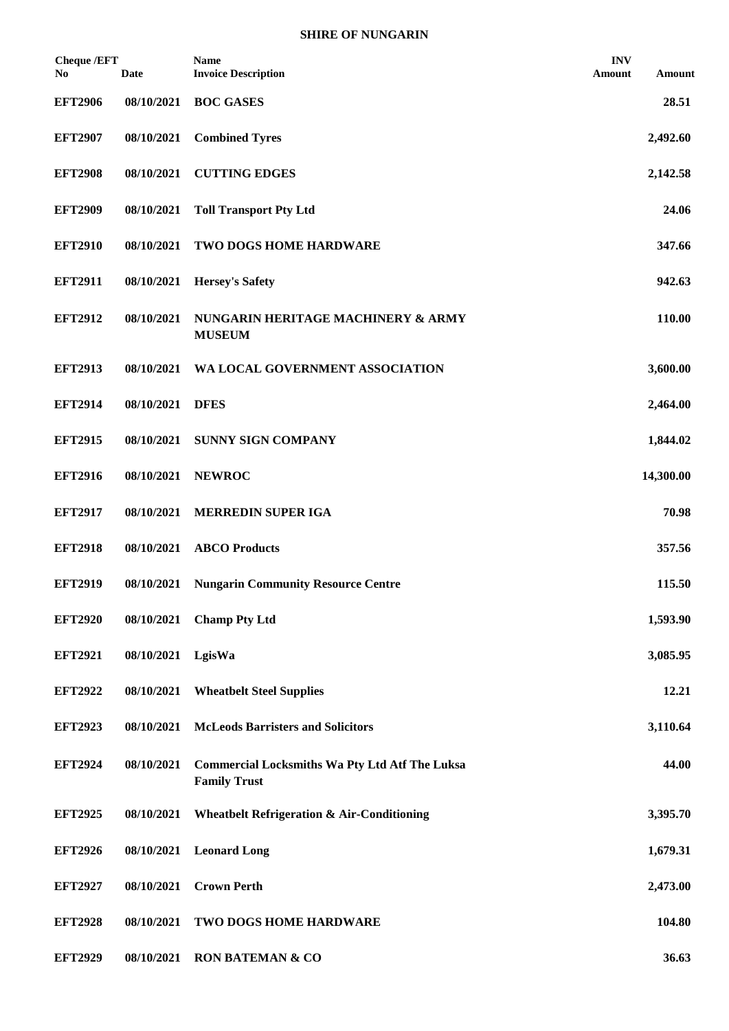# SHIRE OF NUNGARIN

| Cheque /EFT No | Date | Name<br>Invoice Description | INV Amount | Amount |
|---|---|---|---|---|
| EFT2906 | 08/10/2021 | BOC GASES | | 28.51 |
| EFT2907 | 08/10/2021 | Combined Tyres | | 2,492.60 |
| EFT2908 | 08/10/2021 | CUTTING EDGES | | 2,142.58 |
| EFT2909 | 08/10/2021 | Toll Transport Pty Ltd | | 24.06 |
| EFT2910 | 08/10/2021 | TWO DOGS HOME HARDWARE | | 347.66 |
| EFT2911 | 08/10/2021 | Hersey's Safety | | 942.63 |
| EFT2912 | 08/10/2021 | NUNGARIN HERITAGE MACHINERY & ARMY MUSEUM | | 110.00 |
| EFT2913 | 08/10/2021 | WA LOCAL GOVERNMENT ASSOCIATION | | 3,600.00 |
| EFT2914 | 08/10/2021 | DFES | | 2,464.00 |
| EFT2915 | 08/10/2021 | SUNNY SIGN COMPANY | | 1,844.02 |
| EFT2916 | 08/10/2021 | NEWROC | | 14,300.00 |
| EFT2917 | 08/10/2021 | MERREDIN SUPER IGA | | 70.98 |
| EFT2918 | 08/10/2021 | ABCO Products | | 357.56 |
| EFT2919 | 08/10/2021 | Nungarin Community Resource Centre | | 115.50 |
| EFT2920 | 08/10/2021 | Champ Pty Ltd | | 1,593.90 |
| EFT2921 | 08/10/2021 | LgisWa | | 3,085.95 |
| EFT2922 | 08/10/2021 | Wheatbelt Steel Supplies | | 12.21 |
| EFT2923 | 08/10/2021 | McLeods Barristers and Solicitors | | 3,110.64 |
| EFT2924 | 08/10/2021 | Commercial Locksmiths Wa Pty Ltd Atf The Luksa Family Trust | | 44.00 |
| EFT2925 | 08/10/2021 | Wheatbelt Refrigeration & Air-Conditioning | | 3,395.70 |
| EFT2926 | 08/10/2021 | Leonard Long | | 1,679.31 |
| EFT2927 | 08/10/2021 | Crown Perth | | 2,473.00 |
| EFT2928 | 08/10/2021 | TWO DOGS HOME HARDWARE | | 104.80 |
| EFT2929 | 08/10/2021 | RON BATEMAN & CO | | 36.63 |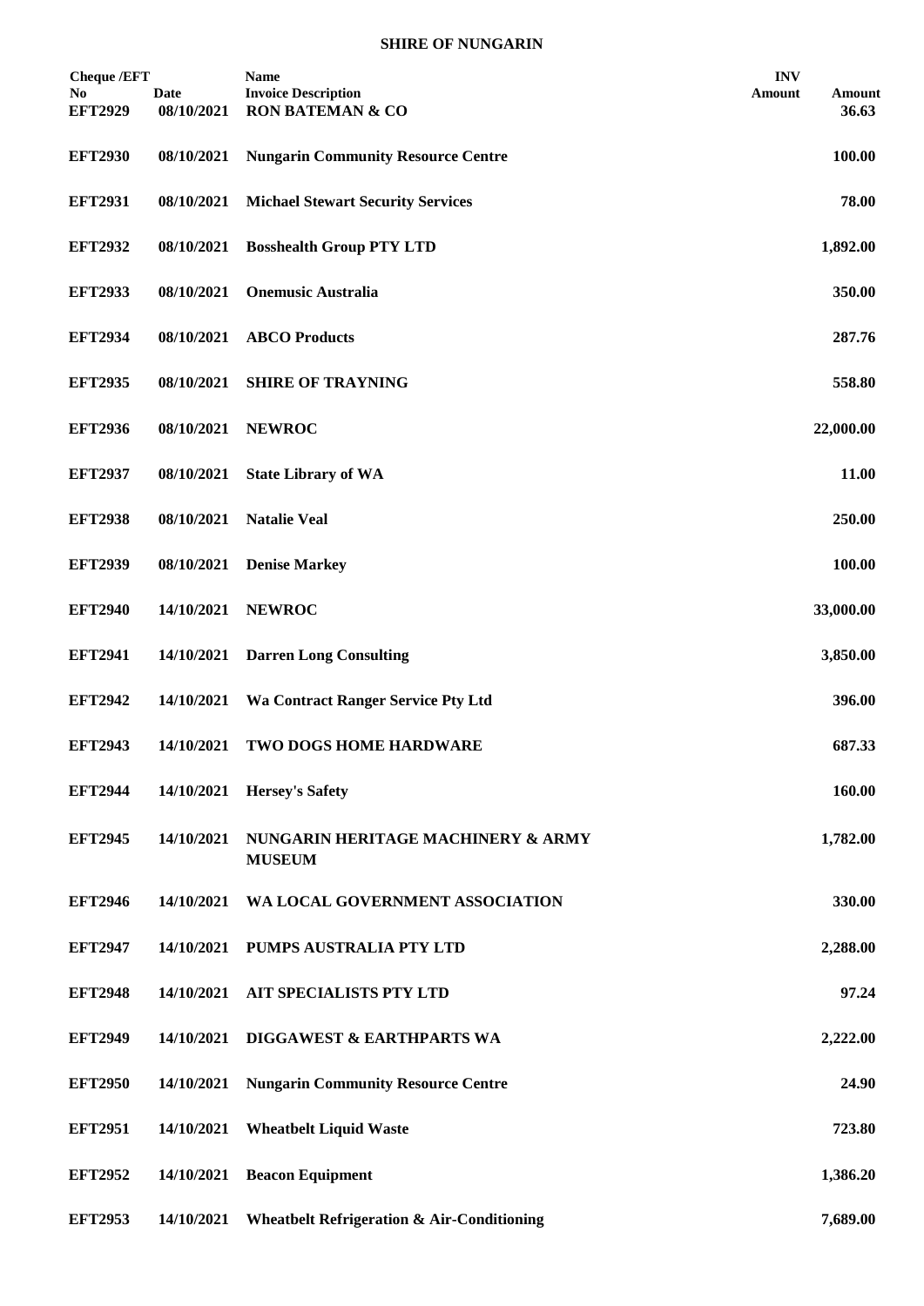**SHIRE OF NUNGARIN**

| Cheque /EFT No | Date | Name / Invoice Description | INV Amount | Amount |
|---|---|---|---|---|
| EFT2929 | 08/10/2021 | RON BATEMAN & CO | | 36.63 |
| EFT2930 | 08/10/2021 | Nungarin Community Resource Centre | | 100.00 |
| EFT2931 | 08/10/2021 | Michael Stewart Security Services | | 78.00 |
| EFT2932 | 08/10/2021 | Bosshealth Group PTY LTD | | 1,892.00 |
| EFT2933 | 08/10/2021 | Onemusic Australia | | 350.00 |
| EFT2934 | 08/10/2021 | ABCO Products | | 287.76 |
| EFT2935 | 08/10/2021 | SHIRE OF TRAYNING | | 558.80 |
| EFT2936 | 08/10/2021 | NEWROC | | 22,000.00 |
| EFT2937 | 08/10/2021 | State Library of WA | | 11.00 |
| EFT2938 | 08/10/2021 | Natalie Veal | | 250.00 |
| EFT2939 | 08/10/2021 | Denise Markey | | 100.00 |
| EFT2940 | 14/10/2021 | NEWROC | | 33,000.00 |
| EFT2941 | 14/10/2021 | Darren Long Consulting | | 3,850.00 |
| EFT2942 | 14/10/2021 | Wa Contract Ranger Service Pty Ltd | | 396.00 |
| EFT2943 | 14/10/2021 | TWO DOGS HOME HARDWARE | | 687.33 |
| EFT2944 | 14/10/2021 | Hersey's Safety | | 160.00 |
| EFT2945 | 14/10/2021 | NUNGARIN HERITAGE MACHINERY & ARMY MUSEUM | | 1,782.00 |
| EFT2946 | 14/10/2021 | WA LOCAL GOVERNMENT ASSOCIATION | | 330.00 |
| EFT2947 | 14/10/2021 | PUMPS AUSTRALIA PTY LTD | | 2,288.00 |
| EFT2948 | 14/10/2021 | AIT SPECIALISTS PTY LTD | | 97.24 |
| EFT2949 | 14/10/2021 | DIGGAWEST & EARTHPARTS WA | | 2,222.00 |
| EFT2950 | 14/10/2021 | Nungarin Community Resource Centre | | 24.90 |
| EFT2951 | 14/10/2021 | Wheatbelt Liquid Waste | | 723.80 |
| EFT2952 | 14/10/2021 | Beacon Equipment | | 1,386.20 |
| EFT2953 | 14/10/2021 | Wheatbelt Refrigeration & Air-Conditioning | | 7,689.00 |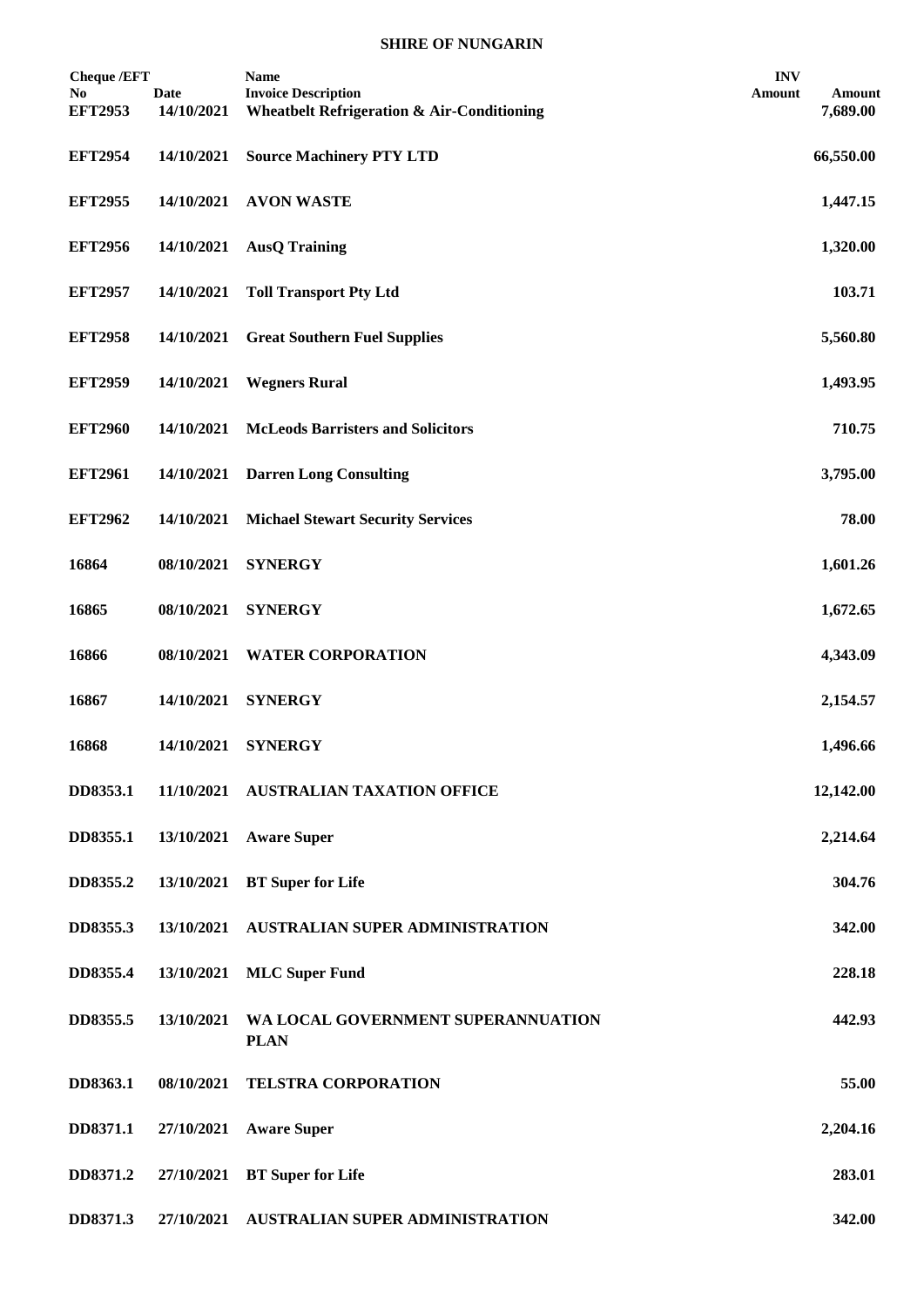**SHIRE OF NUNGARIN**

| Cheque /EFT No | Date | Name / Invoice Description | INV Amount | Amount |
|---|---|---|---|---|
| **EFT2953** | **14/10/2021** | **Wheatbelt Refrigeration & Air-Conditioning** | | **7,689.00** |
| **EFT2954** | **14/10/2021** | **Source Machinery PTY LTD** | | **66,550.00** |
| **EFT2955** | **14/10/2021** | **AVON WASTE** | | **1,447.15** |
| **EFT2956** | **14/10/2021** | **AusQ Training** | | **1,320.00** |
| **EFT2957** | **14/10/2021** | **Toll Transport Pty Ltd** | | **103.71** |
| **EFT2958** | **14/10/2021** | **Great Southern Fuel Supplies** | | **5,560.80** |
| **EFT2959** | **14/10/2021** | **Wegners Rural** | | **1,493.95** |
| **EFT2960** | **14/10/2021** | **McLeods Barristers and Solicitors** | | **710.75** |
| **EFT2961** | **14/10/2021** | **Darren Long Consulting** | | **3,795.00** |
| **EFT2962** | **14/10/2021** | **Michael Stewart Security Services** | | **78.00** |
| **16864** | **08/10/2021** | **SYNERGY** | | **1,601.26** |
| **16865** | **08/10/2021** | **SYNERGY** | | **1,672.65** |
| **16866** | **08/10/2021** | **WATER CORPORATION** | | **4,343.09** |
| **16867** | **14/10/2021** | **SYNERGY** | | **2,154.57** |
| **16868** | **14/10/2021** | **SYNERGY** | | **1,496.66** |
| **DD8353.1** | **11/10/2021** | **AUSTRALIAN TAXATION OFFICE** | | **12,142.00** |
| **DD8355.1** | **13/10/2021** | **Aware Super** | | **2,214.64** |
| **DD8355.2** | **13/10/2021** | **BT Super for Life** | | **304.76** |
| **DD8355.3** | **13/10/2021** | **AUSTRALIAN SUPER ADMINISTRATION** | | **342.00** |
| **DD8355.4** | **13/10/2021** | **MLC Super Fund** | | **228.18** |
| **DD8355.5** | **13/10/2021** | **WA LOCAL GOVERNMENT SUPERANNUATION PLAN** | | **442.93** |
| **DD8363.1** | **08/10/2021** | **TELSTRA CORPORATION** | | **55.00** |
| **DD8371.1** | **27/10/2021** | **Aware Super** | | **2,204.16** |
| **DD8371.2** | **27/10/2021** | **BT Super for Life** | | **283.01** |
| **DD8371.3** | **27/10/2021** | **AUSTRALIAN SUPER ADMINISTRATION** | | **342.00** |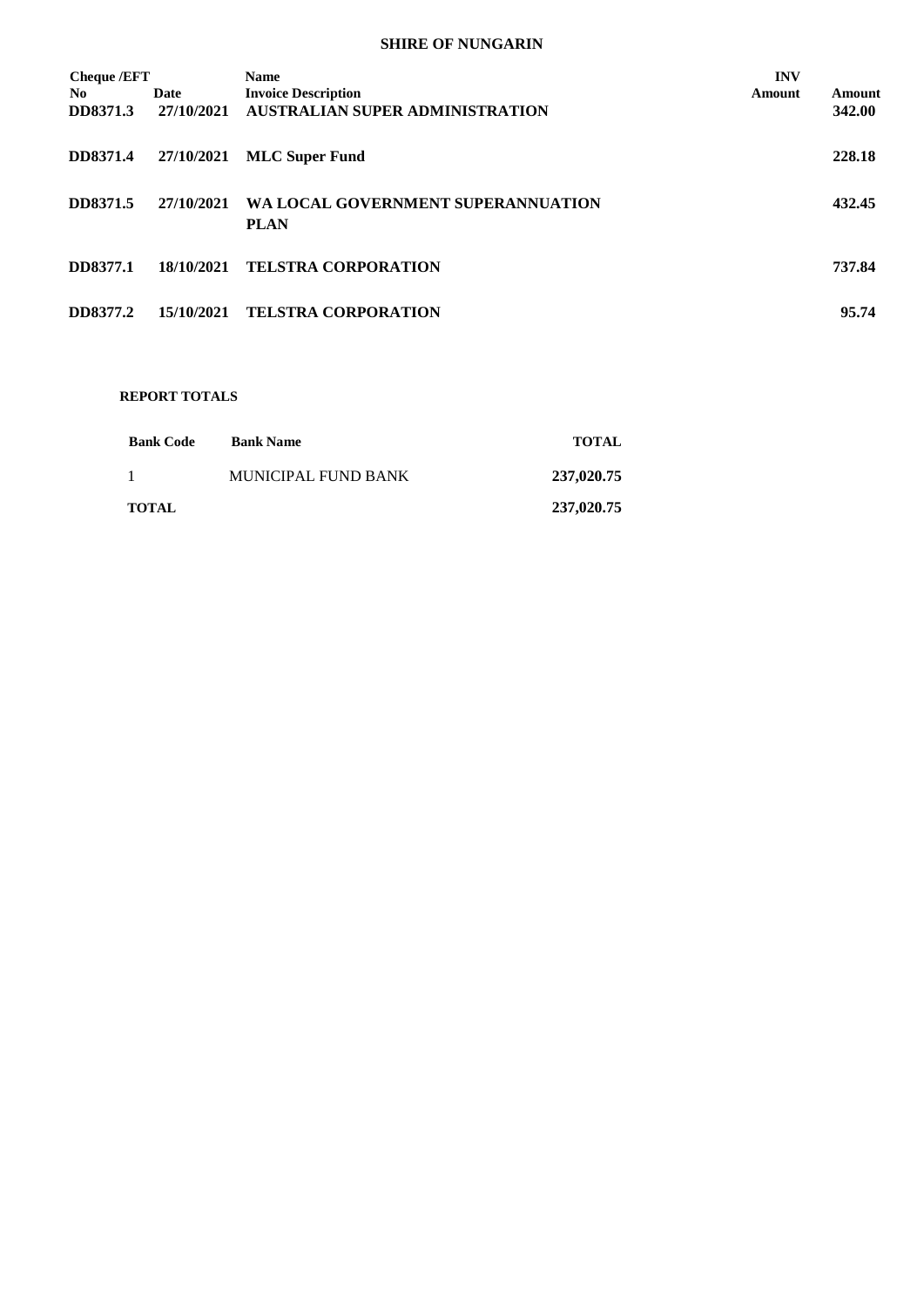**SHIRE OF NUNGARIN**

| Cheque /EFT No | Date | Name / Invoice Description | INV Amount | Amount |
|---|---|---|---|---|
| DD8371.3 | 27/10/2021 | **AUSTRALIAN SUPER ADMINISTRATION** | | 342.00 |
| DD8371.4 | 27/10/2021 | **MLC Super Fund** | | 228.18 |
| DD8371.5 | 27/10/2021 | **WA LOCAL GOVERNMENT SUPERANNUATION PLAN** | | 432.45 |
| DD8377.1 | 18/10/2021 | **TELSTRA CORPORATION** | | 737.84 |
| DD8377.2 | 15/10/2021 | **TELSTRA CORPORATION** | | 95.74 |

**REPORT TOTALS**

| Bank Code | Bank Name | TOTAL |
|---|---|---|
| 1 | MUNICIPAL FUND BANK | 237,020.75 |
| **TOTAL** | | **237,020.75** |